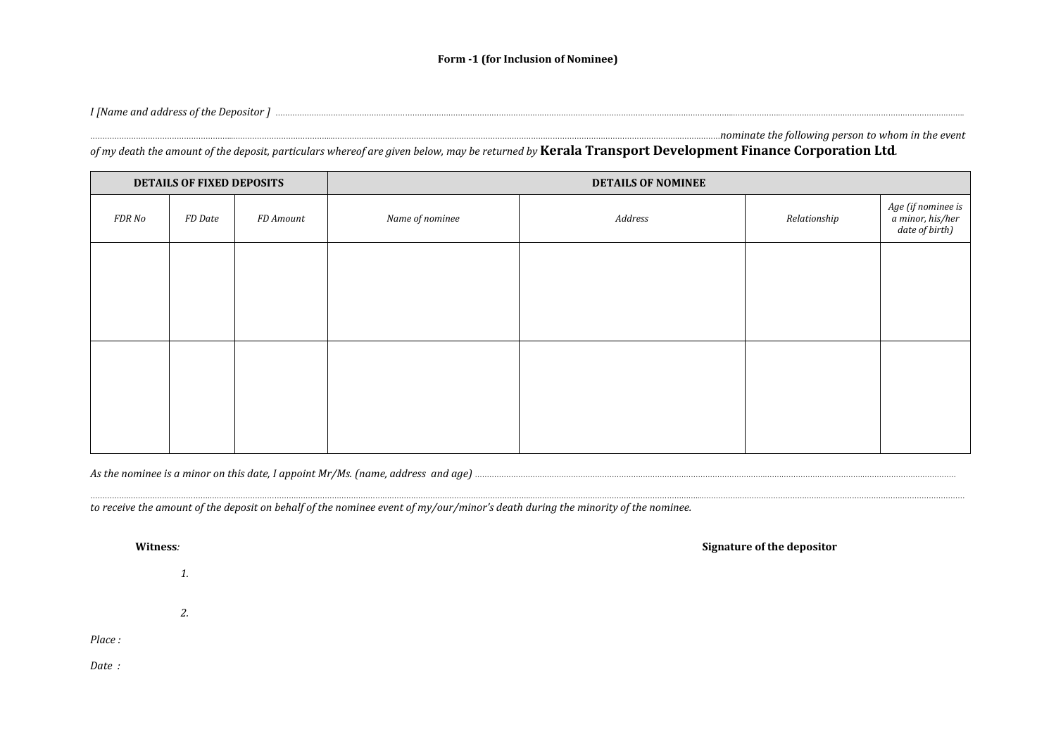**Form -1 (for Inclusion of Nominee)**

*I [Name and address of the Depositor ]* ..................................................................................................................................................................................................................

..................................................................................................................................................................................................*nominate the following person to whom in the event of my death the amount of the deposit, particulars whereof are given below, may be returned by* **Kerala Transport Development Finance Corporation Ltd***.*

| **DETAILS OF FIXED DEPOSITS** | | | **DETAILS OF NOMINEE** | | | |
|---|---|---|---|---|---|---|
| *FDR No* | *FD Date* | *FD Amount* | *Name of nominee* | *Address* | *Relationship* | *Age (if nominee is a minor, his/her date of birth)* |
| | | | | | | |
| | | | | | | |

*As the nominee is a minor on this date, I appoint Mr/Ms. (name, address and age)* ..................................................................................................................................................................

..................................................................................................................................................................................................................................................

*to receive the amount of the deposit on behalf of the nominee event of my/our/minor's death during the minority of the nominee.*

**Witness***:*

*1.*

*2.*

**Signature of the depositor**

*Place :*

*Date :*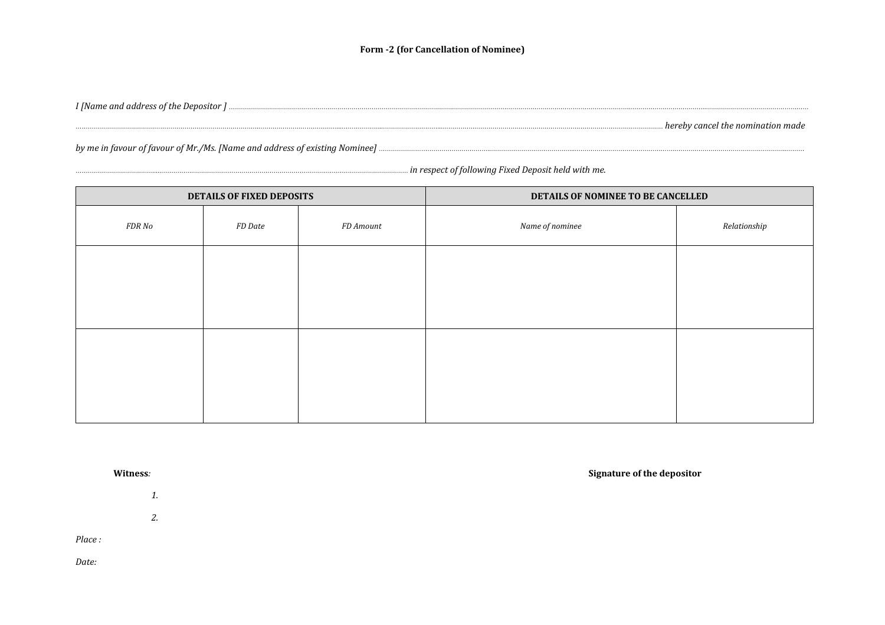**Form -2 (for Cancellation of Nominee)**

*I [Name and address of the Depositor ] ..................................................................................................................................................................................................................................................................................*

*............................................................................................................................................................................................................................................. hereby cancel the nomination made*

*by me in favour of favour of Mr./Ms. [Name and address of existing Nominee] ...............................................................................................................................................................................*

*............................................................................................................................................................... in respect of following Fixed Deposit held with me.*

| **DETAILS OF FIXED DEPOSITS** | | | **DETAILS OF NOMINEE TO BE CANCELLED** | |
|---|---|---|---|---|
| *FDR No* | *FD Date* | *FD Amount* | *Name of nominee* | *Relationship* |
| | | | | |
| | | | | |

**Witness***:*

*1.*

*2.*

**Signature of the depositor**

*Place :*

*Date:*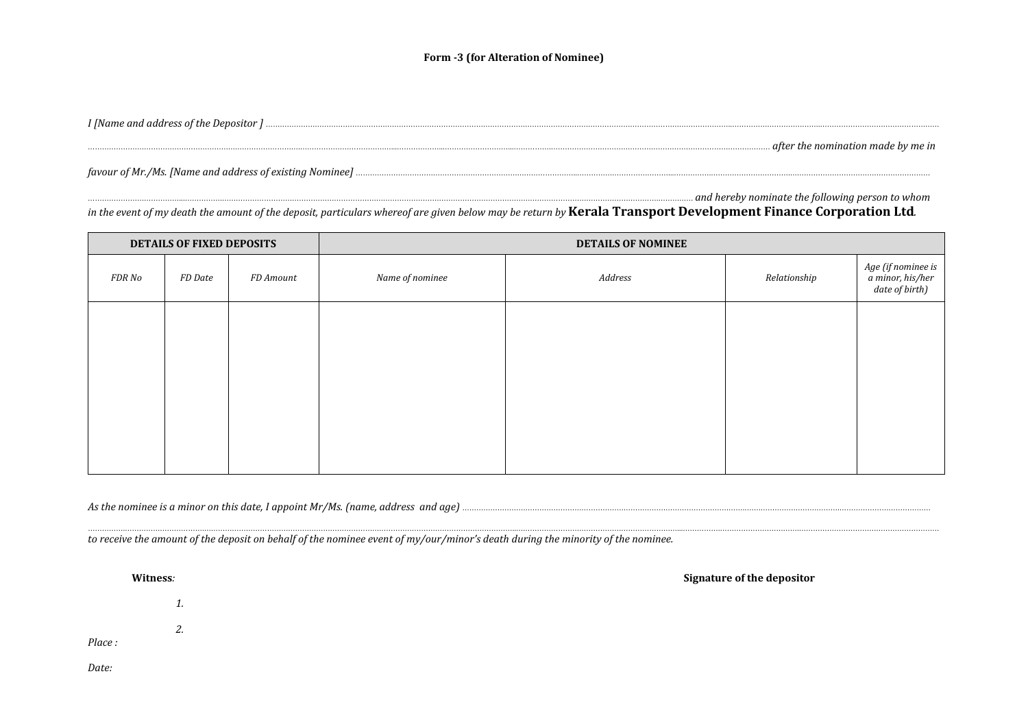**Form -3 (for Alteration of Nominee)**

*I [Name and address of the Depositor ] ...........................................................................................................................................................................................*

*.......................................................................................................................................................................................... after the nomination made by me in*

*favour of Mr./Ms. [Name and address of existing Nominee] ...........................................................................................................................................*

*.......................................................................................................................................................................... and hereby nominate the following person to whom in the event of my death the amount of the deposit, particulars whereof are given below may be return by* **Kerala Transport Development Finance Corporation Ltd***.*

| DETAILS OF FIXED DEPOSITS | | | DETAILS OF NOMINEE | | | |
|---|---|---|---|---|---|---|
| *FDR No* | *FD Date* | *FD Amount* | *Name of nominee* | *Address* | *Relationship* | *Age (if nominee is a minor, his/her date of birth)* |
| | | | | | | |

*As the nominee is a minor on this date, I appoint Mr/Ms. (name, address and age) ...........................................................................................................................*

*...........................................................................................................................................................................................................................*
*to receive the amount of the deposit on behalf of the nominee event of my/our/minor's death during the minority of the nominee.*

**Witness***:*

*1.*

*2.*

**Signature of the depositor**

*Place :*

*Date:*